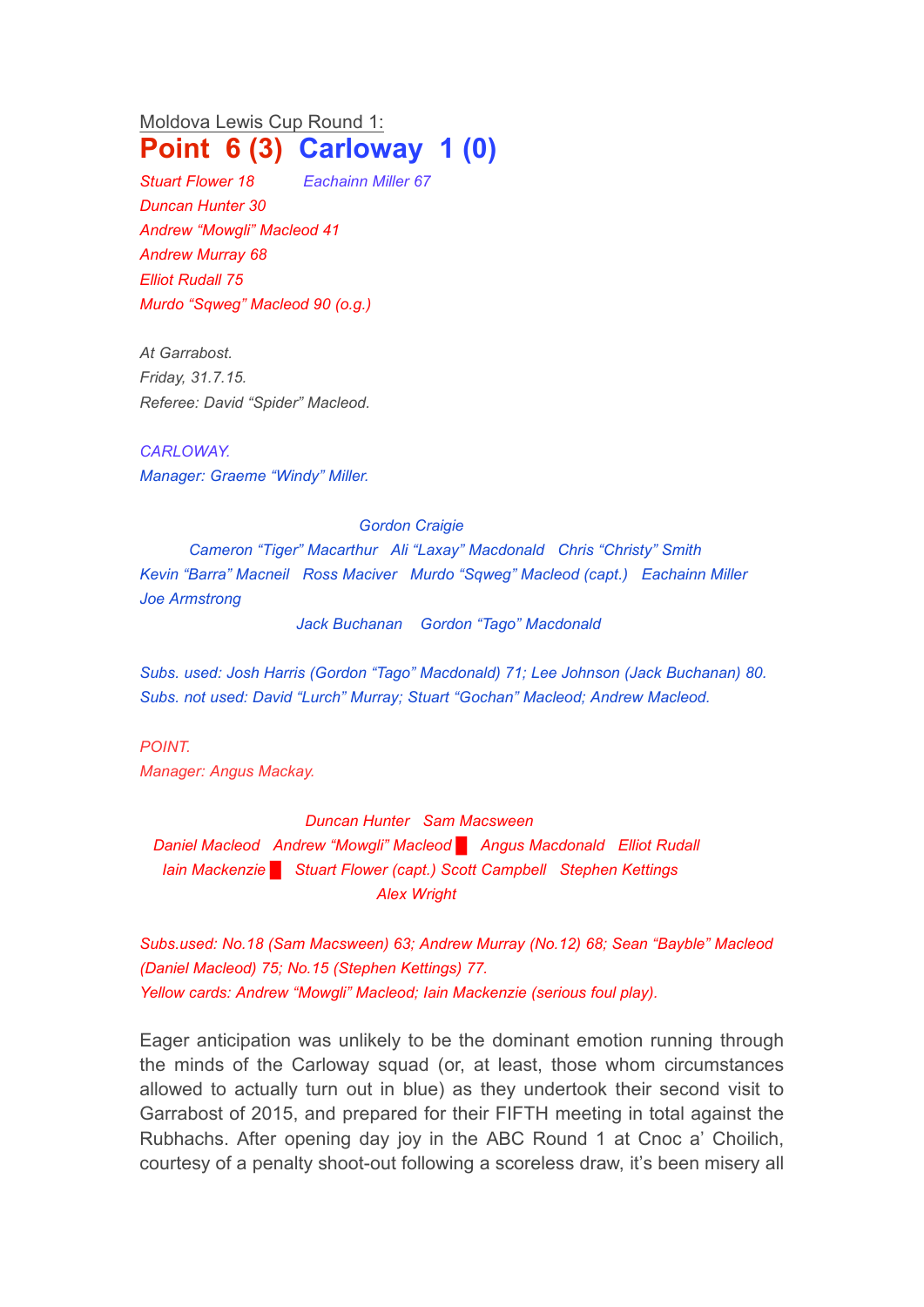Moldova Lewis Cup Round 1:

# Point 6 (3) Carloway 1 (0)

*Stuart Flower 18* *Eachainn Miller 67*
*Duncan Hunter 30*
*Andrew "Mowgli" Macleod 41*
*Andrew Murray 68*
*Elliot Rudall 75*
*Murdo "Sqweg" Macleod 90 (o.g.)*

*At Garrabost.*
*Friday, 31.7.15.*
*Referee: David "Spider" Macleod.*

*CARLOWAY.*
*Manager: Graeme "Windy" Miller.*

*Gordon Craigie*
*Cameron "Tiger" Macarthur Ali "Laxay" Macdonald Chris "Christy" Smith*
*Kevin "Barra" Macneil Ross Maciver Murdo "Sqweg" Macleod (capt.) Eachainn Miller*
*Joe Armstrong*
*Jack Buchanan Gordon "Tago" Macdonald*

*Subs. used: Josh Harris (Gordon "Tago" Macdonald) 71; Lee Johnson (Jack Buchanan) 80.*
*Subs. not used: David "Lurch" Murray; Stuart "Gochan" Macleod; Andrew Macleod.*

*POINT.*
*Manager: Angus Mackay.*

*Duncan Hunter Sam Macsween*
*Daniel Macleod Andrew "Mowgli" Macleod █ Angus Macdonald Elliot Rudall*
*Iain Mackenzie █ Stuart Flower (capt.) Scott Campbell Stephen Kettings*
*Alex Wright*

*Subs.used: No.18 (Sam Macsween) 63; Andrew Murray (No.12) 68; Sean "Bayble" Macleod (Daniel Macleod) 75; No.15 (Stephen Kettings) 77.*
*Yellow cards: Andrew "Mowgli" Macleod; Iain Mackenzie (serious foul play).*

Eager anticipation was unlikely to be the dominant emotion running through the minds of the Carloway squad (or, at least, those whom circumstances allowed to actually turn out in blue) as they undertook their second visit to Garrabost of 2015, and prepared for their FIFTH meeting in total against the Rubhachs. After opening day joy in the ABC Round 1 at Cnoc a' Choilich, courtesy of a penalty shoot-out following a scoreless draw, it's been misery all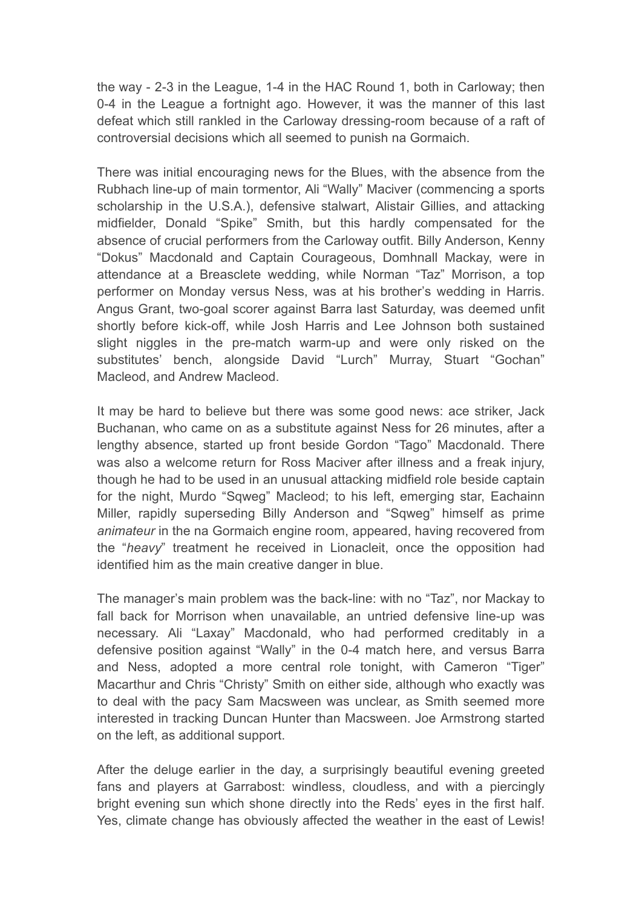the way - 2-3 in the League, 1-4 in the HAC Round 1, both in Carloway; then 0-4 in the League a fortnight ago. However, it was the manner of this last defeat which still rankled in the Carloway dressing-room because of a raft of controversial decisions which all seemed to punish na Gormaich.

There was initial encouraging news for the Blues, with the absence from the Rubhach line-up of main tormentor, Ali "Wally" Maciver (commencing a sports scholarship in the U.S.A.), defensive stalwart, Alistair Gillies, and attacking midfielder, Donald "Spike" Smith, but this hardly compensated for the absence of crucial performers from the Carloway outfit. Billy Anderson, Kenny "Dokus" Macdonald and Captain Courageous, Domhnall Mackay, were in attendance at a Breasclete wedding, while Norman "Taz" Morrison, a top performer on Monday versus Ness, was at his brother's wedding in Harris. Angus Grant, two-goal scorer against Barra last Saturday, was deemed unfit shortly before kick-off, while Josh Harris and Lee Johnson both sustained slight niggles in the pre-match warm-up and were only risked on the substitutes' bench, alongside David "Lurch" Murray, Stuart "Gochan" Macleod, and Andrew Macleod.

It may be hard to believe but there was some good news: ace striker, Jack Buchanan, who came on as a substitute against Ness for 26 minutes, after a lengthy absence, started up front beside Gordon "Tago" Macdonald. There was also a welcome return for Ross Maciver after illness and a freak injury, though he had to be used in an unusual attacking midfield role beside captain for the night, Murdo "Sqweg" Macleod; to his left, emerging star, Eachainn Miller, rapidly superseding Billy Anderson and "Sqweg" himself as prime *animateur* in the na Gormaich engine room, appeared, having recovered from the "*heavy*" treatment he received in Lionacleit, once the opposition had identified him as the main creative danger in blue.

The manager's main problem was the back-line: with no "Taz", nor Mackay to fall back for Morrison when unavailable, an untried defensive line-up was necessary. Ali "Laxay" Macdonald, who had performed creditably in a defensive position against "Wally" in the 0-4 match here, and versus Barra and Ness, adopted a more central role tonight, with Cameron "Tiger" Macarthur and Chris "Christy" Smith on either side, although who exactly was to deal with the pacy Sam Macsween was unclear, as Smith seemed more interested in tracking Duncan Hunter than Macsween. Joe Armstrong started on the left, as additional support.

After the deluge earlier in the day, a surprisingly beautiful evening greeted fans and players at Garrabost: windless, cloudless, and with a piercingly bright evening sun which shone directly into the Reds' eyes in the first half. Yes, climate change has obviously affected the weather in the east of Lewis!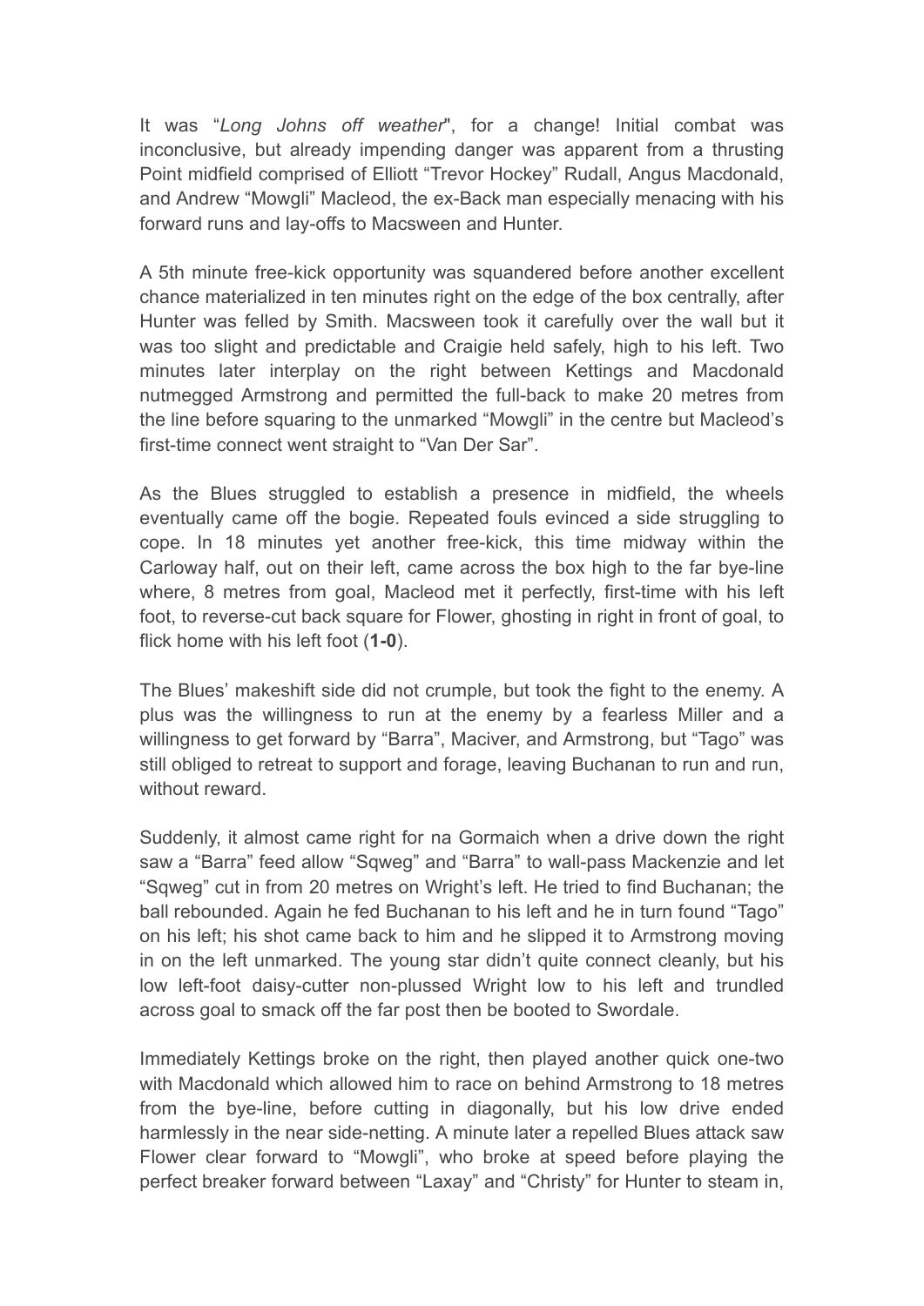It was "*Long Johns off weather*", for a change! Initial combat was inconclusive, but already impending danger was apparent from a thrusting Point midfield comprised of Elliott "Trevor Hockey" Rudall, Angus Macdonald, and Andrew "Mowgli" Macleod, the ex-Back man especially menacing with his forward runs and lay-offs to Macsween and Hunter.

A 5th minute free-kick opportunity was squandered before another excellent chance materialized in ten minutes right on the edge of the box centrally, after Hunter was felled by Smith. Macsween took it carefully over the wall but it was too slight and predictable and Craigie held safely, high to his left. Two minutes later interplay on the right between Kettings and Macdonald nutmegged Armstrong and permitted the full-back to make 20 metres from the line before squaring to the unmarked "Mowgli" in the centre but Macleod's first-time connect went straight to "Van Der Sar".

As the Blues struggled to establish a presence in midfield, the wheels eventually came off the bogie. Repeated fouls evinced a side struggling to cope. In 18 minutes yet another free-kick, this time midway within the Carloway half, out on their left, came across the box high to the far bye-line where, 8 metres from goal, Macleod met it perfectly, first-time with his left foot, to reverse-cut back square for Flower, ghosting in right in front of goal, to flick home with his left foot (**1-0**).

The Blues' makeshift side did not crumple, but took the fight to the enemy. A plus was the willingness to run at the enemy by a fearless Miller and a willingness to get forward by "Barra", Maciver, and Armstrong, but "Tago" was still obliged to retreat to support and forage, leaving Buchanan to run and run, without reward.

Suddenly, it almost came right for na Gormaich when a drive down the right saw a "Barra" feed allow "Sqweg" and "Barra" to wall-pass Mackenzie and let "Sqweg" cut in from 20 metres on Wright's left. He tried to find Buchanan; the ball rebounded. Again he fed Buchanan to his left and he in turn found "Tago" on his left; his shot came back to him and he slipped it to Armstrong moving in on the left unmarked. The young star didn't quite connect cleanly, but his low left-foot daisy-cutter non-plussed Wright low to his left and trundled across goal to smack off the far post then be booted to Swordale.

Immediately Kettings broke on the right, then played another quick one-two with Macdonald which allowed him to race on behind Armstrong to 18 metres from the bye-line, before cutting in diagonally, but his low drive ended harmlessly in the near side-netting. A minute later a repelled Blues attack saw Flower clear forward to "Mowgli", who broke at speed before playing the perfect breaker forward between "Laxay" and "Christy" for Hunter to steam in,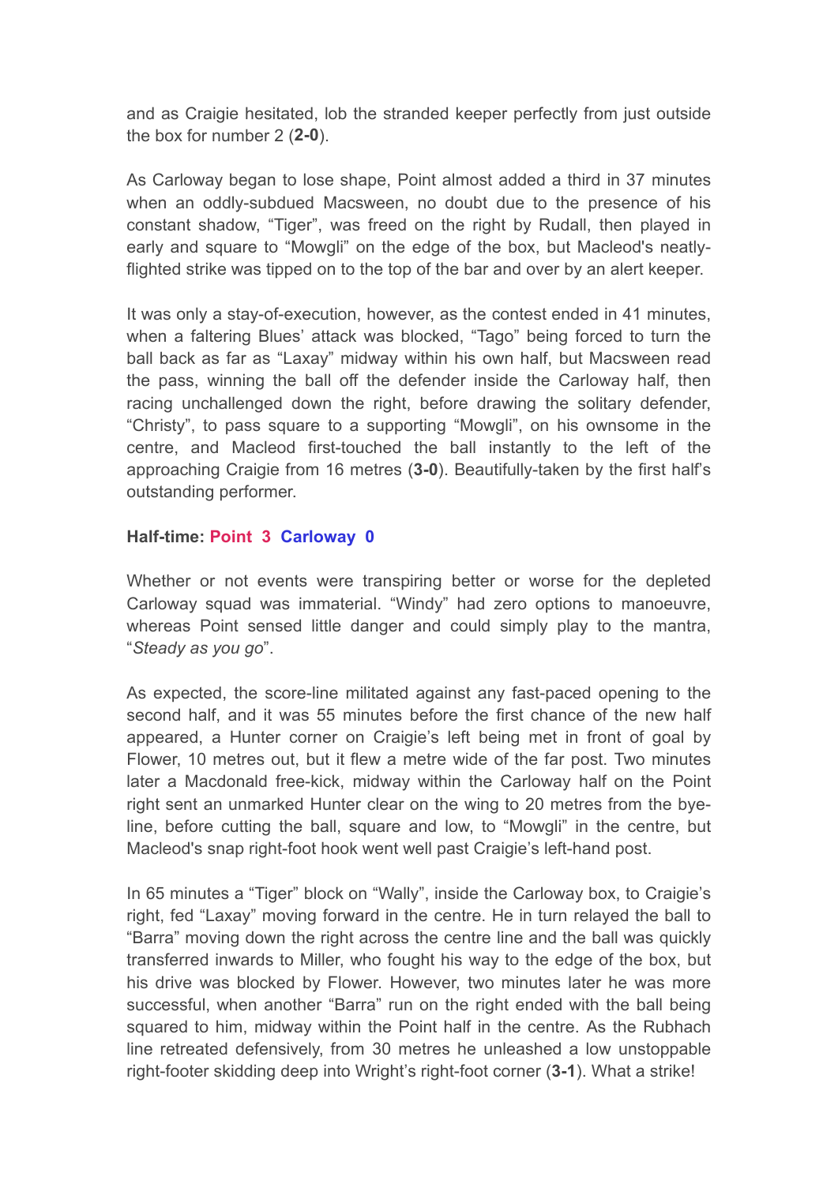and as Craigie hesitated, lob the stranded keeper perfectly from just outside the box for number 2 (**2-0**).

As Carloway began to lose shape, Point almost added a third in 37 minutes when an oddly-subdued Macsween, no doubt due to the presence of his constant shadow, "Tiger", was freed on the right by Rudall, then played in early and square to "Mowgli" on the edge of the box, but Macleod's neatly-flighted strike was tipped on to the top of the bar and over by an alert keeper.

It was only a stay-of-execution, however, as the contest ended in 41 minutes, when a faltering Blues' attack was blocked, "Tago" being forced to turn the ball back as far as "Laxay" midway within his own half, but Macsween read the pass, winning the ball off the defender inside the Carloway half, then racing unchallenged down the right, before drawing the solitary defender, "Christy", to pass square to a supporting "Mowgli", on his ownsome in the centre, and Macleod first-touched the ball instantly to the left of the approaching Craigie from 16 metres (**3-0**). Beautifully-taken by the first half's outstanding performer.

**Half-time: Point 3 Carloway 0**

Whether or not events were transpiring better or worse for the depleted Carloway squad was immaterial. "Windy" had zero options to manoeuvre, whereas Point sensed little danger and could simply play to the mantra, "*Steady as you go*".

As expected, the score-line militated against any fast-paced opening to the second half, and it was 55 minutes before the first chance of the new half appeared, a Hunter corner on Craigie's left being met in front of goal by Flower, 10 metres out, but it flew a metre wide of the far post. Two minutes later a Macdonald free-kick, midway within the Carloway half on the Point right sent an unmarked Hunter clear on the wing to 20 metres from the bye-line, before cutting the ball, square and low, to "Mowgli" in the centre, but Macleod's snap right-foot hook went well past Craigie's left-hand post.

In 65 minutes a "Tiger" block on "Wally", inside the Carloway box, to Craigie's right, fed "Laxay" moving forward in the centre. He in turn relayed the ball to "Barra" moving down the right across the centre line and the ball was quickly transferred inwards to Miller, who fought his way to the edge of the box, but his drive was blocked by Flower. However, two minutes later he was more successful, when another "Barra" run on the right ended with the ball being squared to him, midway within the Point half in the centre. As the Rubhach line retreated defensively, from 30 metres he unleashed a low unstoppable right-footer skidding deep into Wright's right-foot corner (**3-1**). What a strike!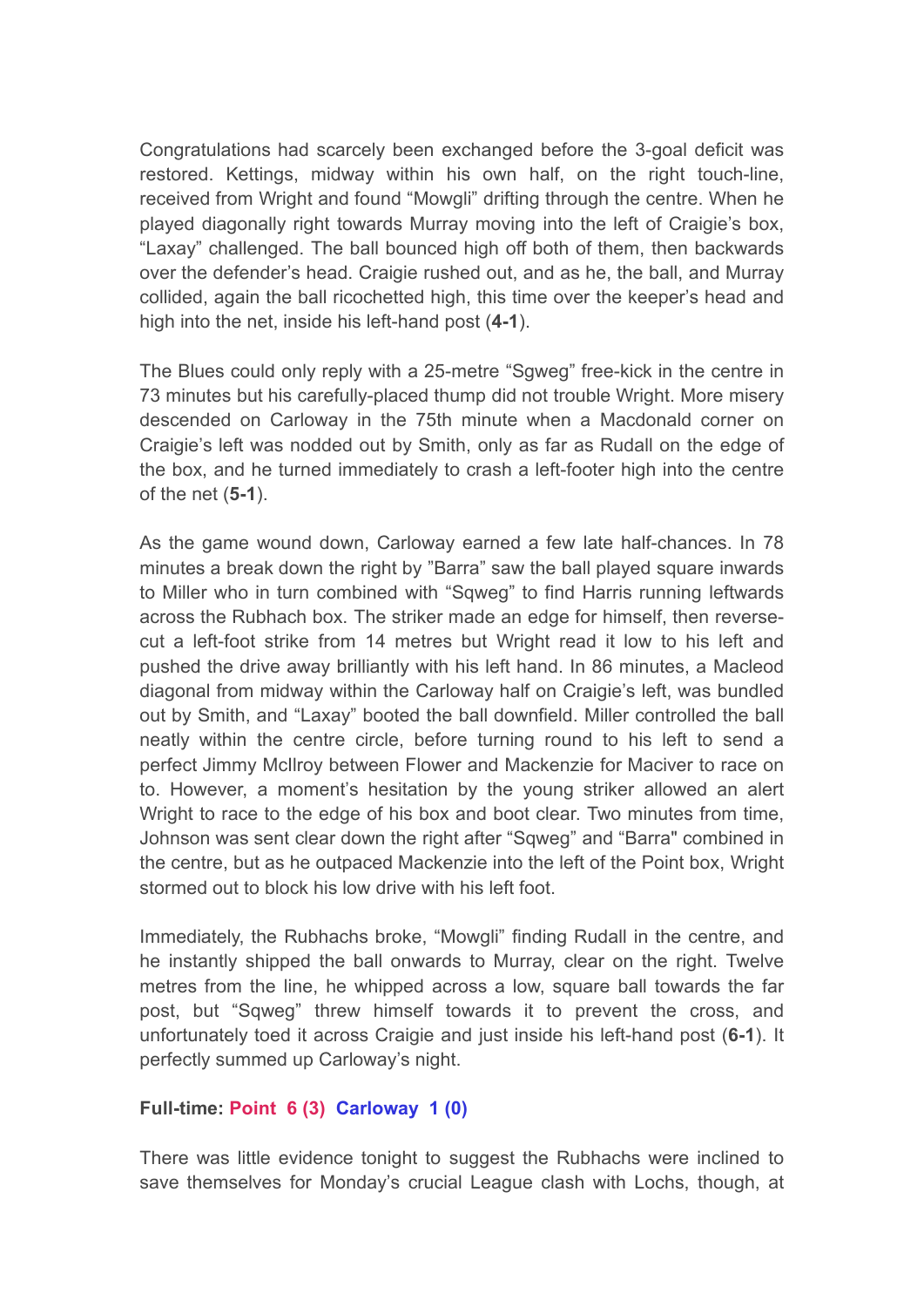Congratulations had scarcely been exchanged before the 3-goal deficit was restored. Kettings, midway within his own half, on the right touch-line, received from Wright and found "Mowgli" drifting through the centre. When he played diagonally right towards Murray moving into the left of Craigie's box, "Laxay" challenged. The ball bounced high off both of them, then backwards over the defender's head. Craigie rushed out, and as he, the ball, and Murray collided, again the ball ricochetted high, this time over the keeper's head and high into the net, inside his left-hand post (**4-1**).

The Blues could only reply with a 25-metre "Sgweg" free-kick in the centre in 73 minutes but his carefully-placed thump did not trouble Wright. More misery descended on Carloway in the 75th minute when a Macdonald corner on Craigie's left was nodded out by Smith, only as far as Rudall on the edge of the box, and he turned immediately to crash a left-footer high into the centre of the net (**5-1**).

As the game wound down, Carloway earned a few late half-chances. In 78 minutes a break down the right by "Barra" saw the ball played square inwards to Miller who in turn combined with "Sqweg" to find Harris running leftwards across the Rubhach box. The striker made an edge for himself, then reverse-cut a left-foot strike from 14 metres but Wright read it low to his left and pushed the drive away brilliantly with his left hand. In 86 minutes, a Macleod diagonal from midway within the Carloway half on Craigie's left, was bundled out by Smith, and "Laxay" booted the ball downfield. Miller controlled the ball neatly within the centre circle, before turning round to his left to send a perfect Jimmy McIlroy between Flower and Mackenzie for Maciver to race on to. However, a moment's hesitation by the young striker allowed an alert Wright to race to the edge of his box and boot clear. Two minutes from time, Johnson was sent clear down the right after "Sqweg" and "Barra" combined in the centre, but as he outpaced Mackenzie into the left of the Point box, Wright stormed out to block his low drive with his left foot.

Immediately, the Rubhachs broke, "Mowgli" finding Rudall in the centre, and he instantly shipped the ball onwards to Murray, clear on the right. Twelve metres from the line, he whipped across a low, square ball towards the far post, but "Sqweg" threw himself towards it to prevent the cross, and unfortunately toed it across Craigie and just inside his left-hand post (**6-1**). It perfectly summed up Carloway's night.

**Full-time: Point 6 (3) Carloway 1 (0)**

There was little evidence tonight to suggest the Rubhachs were inclined to save themselves for Monday's crucial League clash with Lochs, though, at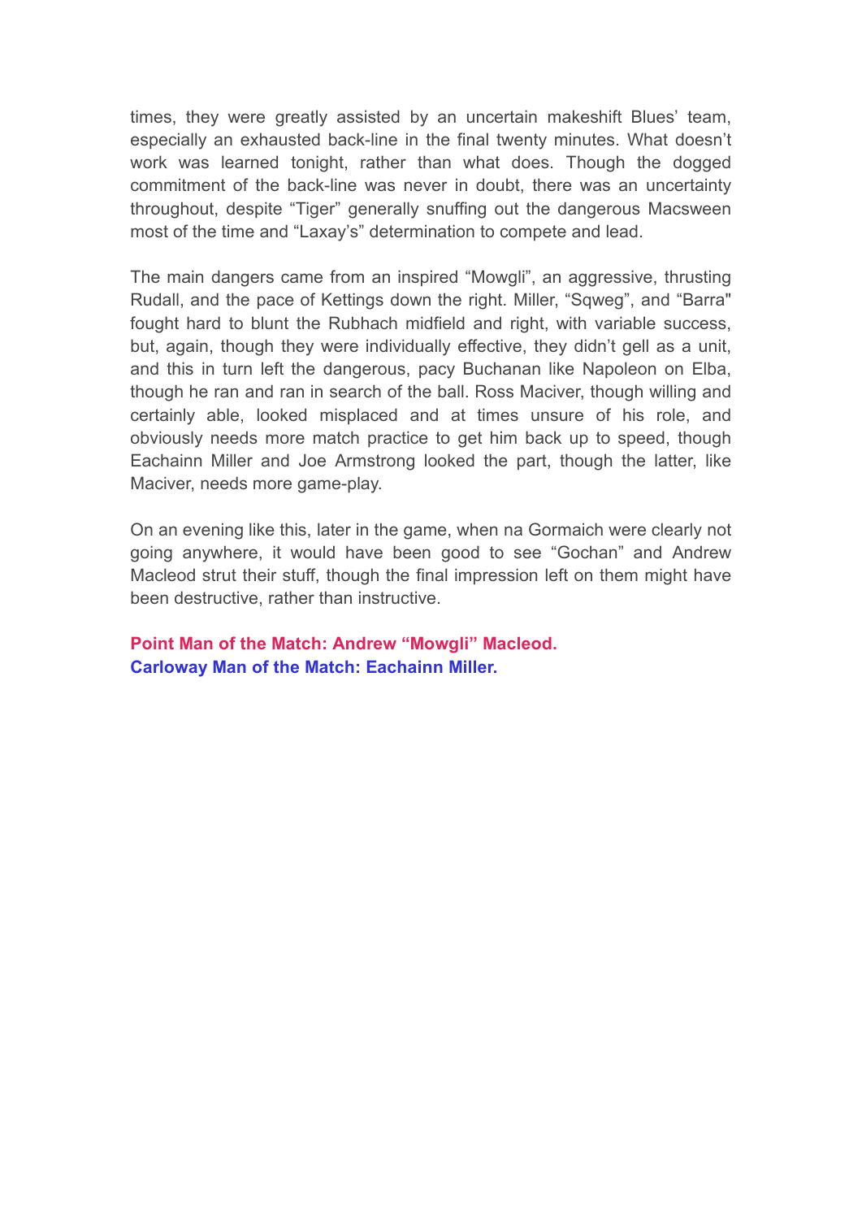times, they were greatly assisted by an uncertain makeshift Blues' team, especially an exhausted back-line in the final twenty minutes. What doesn't work was learned tonight, rather than what does. Though the dogged commitment of the back-line was never in doubt, there was an uncertainty throughout, despite "Tiger" generally snuffing out the dangerous Macsween most of the time and "Laxay's" determination to compete and lead.

The main dangers came from an inspired "Mowgli", an aggressive, thrusting Rudall, and the pace of Kettings down the right. Miller, "Sqweg", and "Barra" fought hard to blunt the Rubhach midfield and right, with variable success, but, again, though they were individually effective, they didn't gell as a unit, and this in turn left the dangerous, pacy Buchanan like Napoleon on Elba, though he ran and ran in search of the ball. Ross Maciver, though willing and certainly able, looked misplaced and at times unsure of his role, and obviously needs more match practice to get him back up to speed, though Eachainn Miller and Joe Armstrong looked the part, though the latter, like Maciver, needs more game-play.

On an evening like this, later in the game, when na Gormaich were clearly not going anywhere, it would have been good to see "Gochan" and Andrew Macleod strut their stuff, though the final impression left on them might have been destructive, rather than instructive.

**Point Man of the Match: Andrew "Mowgli" Macleod.**
**Carloway Man of the Match: Eachainn Miller.**